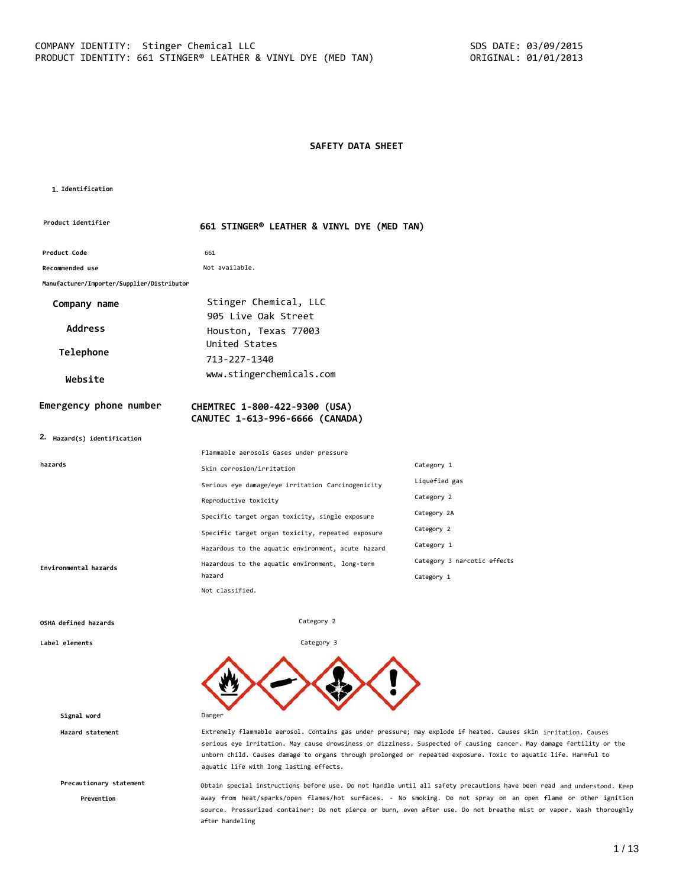COMPANY IDENTITY: Stinger Chemical LLC
PRODUCT IDENTITY: 661 STINGER® LEATHER & VINYL DYE (MED TAN)

SDS DATE: 03/09/2015
ORIGINAL: 01/01/2013

# SAFETY DATA SHEET

## 1. Identification

| | |
|---|---|
| **Product identifier** | **661 STINGER® LEATHER & VINYL DYE (MED TAN)** |
| **Product Code** | 661 |
| **Recommended use** | Not available. |
| **Manufacturer/Importer/Supplier/Distributor** | |
| **Company name** | Stinger Chemical, LLC |
| **Address** | 905 Live Oak Street<br>Houston, Texas 77003<br>United States |
| **Telephone** | 713-227-1340 |
| **Website** | www.stingerchemicals.com |
| **Emergency phone number** | **CHEMTREC 1-800-422-9300 (USA)**<br>**CANUTEC 1-613-996-6666 (CANADA)** |

## 2. Hazard(s) identification

**hazards**

| | |
|---|---|
| Flammable aerosols Gases under pressure | |
| Skin corrosion/irritation | Category 1 |
| Serious eye damage/eye irritation Carcinogenicity | Liquefied gas |
| Reproductive toxicity | Category 2 |
| Specific target organ toxicity, single exposure | Category 2A |
| Specific target organ toxicity, repeated exposure | Category 2 |
| Hazardous to the aquatic environment, acute hazard | Category 1 |
| Hazardous to the aquatic environment, long-term hazard | Category 3 narcotic effects |
| | Category 1 |

**Environmental hazards** Not classified.

**OSHA defined hazards** Category 2

**Label elements** Category 3

**Signal word** Danger

**Hazard statement** Extremely flammable aerosol. Contains gas under pressure; may explode if heated. Causes skin irritation. Causes serious eye irritation. May cause drowsiness or dizziness. Suspected of causing cancer. May damage fertility or the unborn child. Causes damage to organs through prolonged or repeated exposure. Toxic to aquatic life. Harmful to aquatic life with long lasting effects.

**Precautionary statement**

**Prevention** Obtain special instructions before use. Do not handle until all safety precautions have been read and understood. Keep away from heat/sparks/open flames/hot surfaces. - No smoking. Do not spray on an open flame or other ignition source. Pressurized container: Do not pierce or burn, even after use. Do not breathe mist or vapor. Wash thoroughly after handeling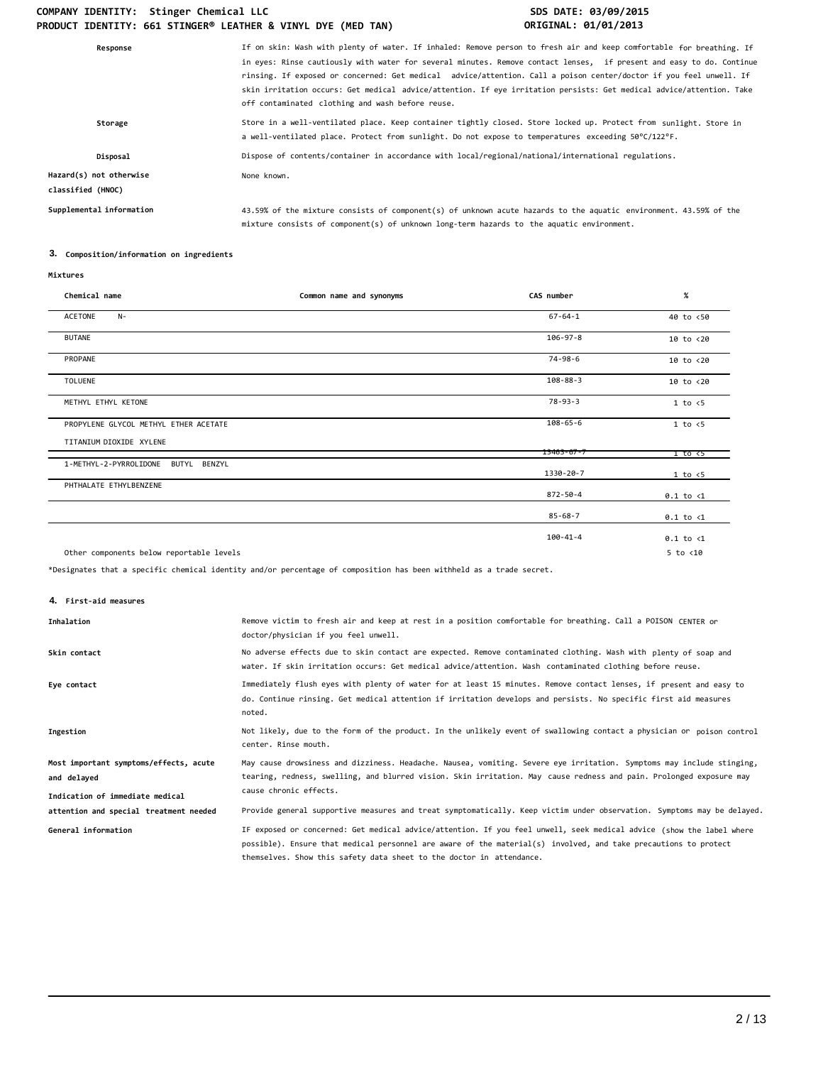| | |
|---|---|
| **Response** | If on skin: Wash with plenty of water. If inhaled: Remove person to fresh air and keep comfortable for breathing. If in eyes: Rinse cautiously with water for several minutes. Remove contact lenses, if present and easy to do. Continue rinsing. If exposed or concerned: Get medical advice/attention. Call a poison center/doctor if you feel unwell. If skin irritation occurs: Get medical advice/attention. If eye irritation persists: Get medical advice/attention. Take off contaminated clothing and wash before reuse. |
| **Storage** | Store in a well-ventilated place. Keep container tightly closed. Store locked up. Protect from sunlight. Store in a well-ventilated place. Protect from sunlight. Do not expose to temperatures exceeding 50°C/122°F. |
| **Disposal** | Dispose of contents/container in accordance with local/regional/national/international regulations. |
| **Hazard(s) not otherwise classified (HNOC)** | None known. |
| **Supplemental information** | 43.59% of the mixture consists of component(s) of unknown acute hazards to the aquatic environment. 43.59% of the mixture consists of component(s) of unknown long-term hazards to the aquatic environment. |

## 3. Composition/information on ingredients

**Mixtures**

| Chemical name | Common name and synonyms | CAS number | % |
|---|---|---|---|
| ACETONE N- | | 67-64-1 | 40 to <50 |
| BUTANE | | 106-97-8 | 10 to <20 |
| PROPANE | | 74-98-6 | 10 to <20 |
| TOLUENE | | 108-88-3 | 10 to <20 |
| METHYL ETHYL KETONE | | 78-93-3 | 1 to <5 |
| PROPYLENE GLYCOL METHYL ETHER ACETATE | | 108-65-6 | 1 to <5 |
| TITANIUM DIOXIDE XYLENE | | 13463-67-7 | 1 to <5 |
| 1-METHYL-2-PYRROLIDONE BUTYL BENZYL | | 1330-20-7 | 1 to <5 |
| PHTHALATE ETHYLBENZENE | | 872-50-4 | 0.1 to <1 |
| | | 85-68-7 | 0.1 to <1 |
| | | 100-41-4 | 0.1 to <1 |
| Other components below reportable levels | | | 5 to <10 |

*Designates that a specific chemical identity and/or percentage of composition has been withheld as a trade secret.

## 4. First-aid measures

| | |
|---|---|
| **Inhalation** | Remove victim to fresh air and keep at rest in a position comfortable for breathing. Call a POISON CENTER or doctor/physician if you feel unwell. |
| **Skin contact** | No adverse effects due to skin contact are expected. Remove contaminated clothing. Wash with plenty of soap and water. If skin irritation occurs: Get medical advice/attention. Wash contaminated clothing before reuse. |
| **Eye contact** | Immediately flush eyes with plenty of water for at least 15 minutes. Remove contact lenses, if present and easy to do. Continue rinsing. Get medical attention if irritation develops and persists. No specific first aid measures noted. |
| **Ingestion** | Not likely, due to the form of the product. In the unlikely event of swallowing contact a physician or poison control center. Rinse mouth. |
| **Most important symptoms/effects, acute and delayed** | May cause drowsiness and dizziness. Headache. Nausea, vomiting. Severe eye irritation. Symptoms may include stinging, tearing, redness, swelling, and blurred vision. Skin irritation. May cause redness and pain. Prolonged exposure may cause chronic effects. |
| **Indication of immediate medical attention and special treatment needed** | Provide general supportive measures and treat symptomatically. Keep victim under observation. Symptoms may be delayed. |
| **General information** | IF exposed or concerned: Get medical advice/attention. If you feel unwell, seek medical advice (show the label where possible). Ensure that medical personnel are aware of the material(s) involved, and take precautions to protect themselves. Show this safety data sheet to the doctor in attendance. |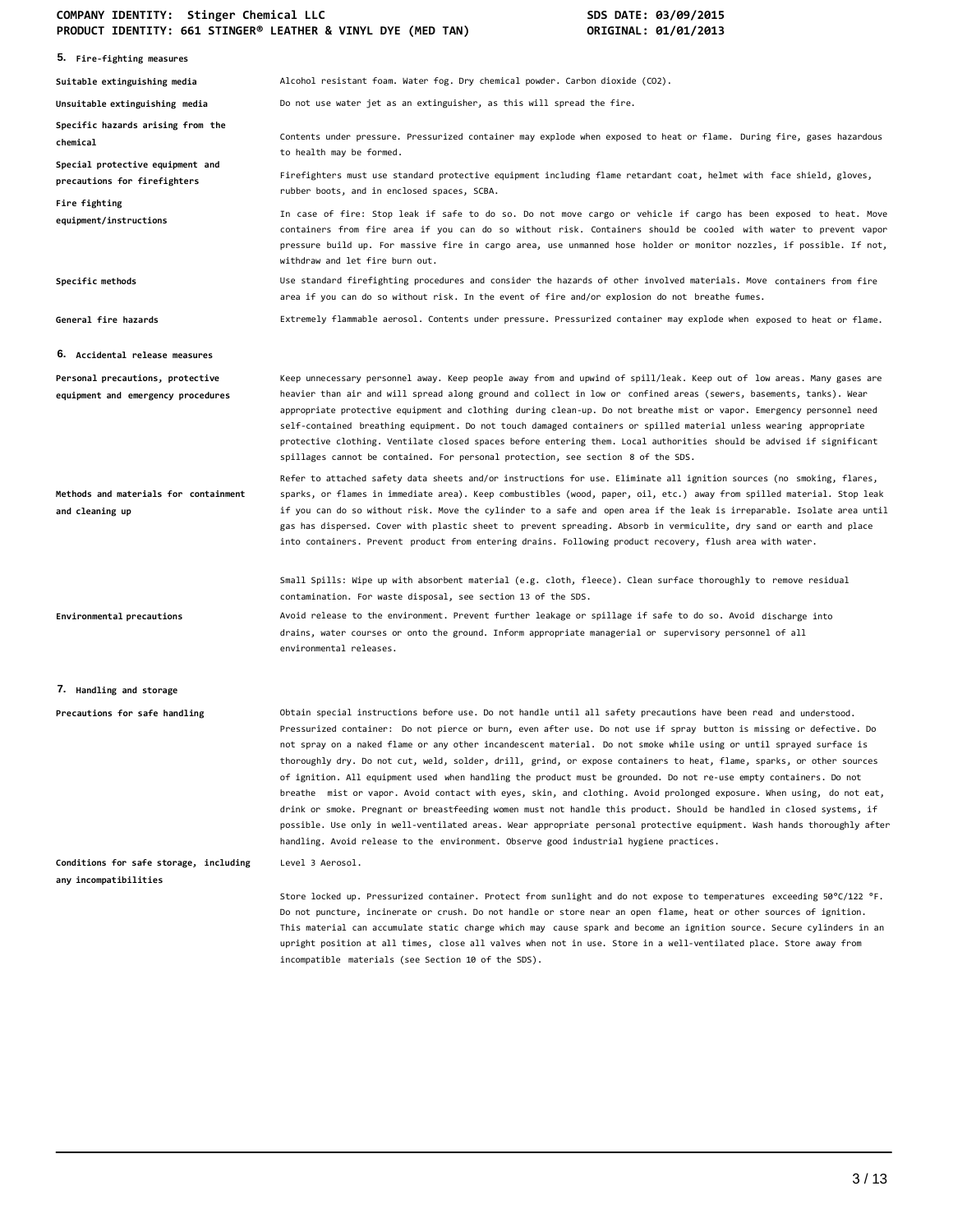## 5. Fire-fighting measures

| | |
|---|---|
| **Suitable extinguishing media** | Alcohol resistant foam. Water fog. Dry chemical powder. Carbon dioxide ($CO_2$). |
| **Unsuitable extinguishing media** | Do not use water jet as an extinguisher, as this will spread the fire. |
| **Specific hazards arising from the chemical** | Contents under pressure. Pressurized container may explode when exposed to heat or flame. During fire, gases hazardous to health may be formed. |
| **Special protective equipment and precautions for firefighters** | Firefighters must use standard protective equipment including flame retardant coat, helmet with face shield, gloves, rubber boots, and in enclosed spaces, SCBA. |
| **Fire fighting equipment/instructions** | In case of fire: Stop leak if safe to do so. Do not move cargo or vehicle if cargo has been exposed to heat. Move containers from fire area if you can do so without risk. Containers should be cooled with water to prevent vapor pressure build up. For massive fire in cargo area, use unmanned hose holder or monitor nozzles, if possible. If not, withdraw and let fire burn out. |
| **Specific methods** | Use standard firefighting procedures and consider the hazards of other involved materials. Move containers from fire area if you can do so without risk. In the event of fire and/or explosion do not breathe fumes. |
| **General fire hazards** | Extremely flammable aerosol. Contents under pressure. Pressurized container may explode when exposed to heat or flame. |

## 6. Accidental release measures

| | |
|---|---|
| **Personal precautions, protective equipment and emergency procedures** | Keep unnecessary personnel away. Keep people away from and upwind of spill/leak. Keep out of low areas. Many gases are heavier than air and will spread along ground and collect in low or confined areas (sewers, basements, tanks). Wear appropriate protective equipment and clothing during clean-up. Do not breathe mist or vapor. Emergency personnel need self-contained breathing equipment. Do not touch damaged containers or spilled material unless wearing appropriate protective clothing. Ventilate closed spaces before entering them. Local authorities should be advised if significant spillages cannot be contained. For personal protection, see section 8 of the SDS. |
| **Methods and materials for containment and cleaning up** | Refer to attached safety data sheets and/or instructions for use. Eliminate all ignition sources (no smoking, flares, sparks, or flames in immediate area). Keep combustibles (wood, paper, oil, etc.) away from spilled material. Stop leak if you can do so without risk. Move the cylinder to a safe and open area if the leak is irreparable. Isolate area until gas has dispersed. Cover with plastic sheet to prevent spreading. Absorb in vermiculite, dry sand or earth and place into containers. Prevent product from entering drains. Following product recovery, flush area with water.<br><br>Small Spills: Wipe up with absorbent material (e.g. cloth, fleece). Clean surface thoroughly to remove residual contamination. For waste disposal, see section 13 of the SDS. |
| **Environmental precautions** | Avoid release to the environment. Prevent further leakage or spillage if safe to do so. Avoid discharge into drains, water courses or onto the ground. Inform appropriate managerial or supervisory personnel of all environmental releases. |

## 7. Handling and storage

| | |
|---|---|
| **Precautions for safe handling** | Obtain special instructions before use. Do not handle until all safety precautions have been read and understood. Pressurized container: Do not pierce or burn, even after use. Do not use if spray button is missing or defective. Do not spray on a naked flame or any other incandescent material. Do not smoke while using or until sprayed surface is thoroughly dry. Do not cut, weld, solder, drill, grind, or expose containers to heat, flame, sparks, or other sources of ignition. All equipment used when handling the product must be grounded. Do not re-use empty containers. Do not breathe mist or vapor. Avoid contact with eyes, skin, and clothing. Avoid prolonged exposure. When using, do not eat, drink or smoke. Pregnant or breastfeeding women must not handle this product. Should be handled in closed systems, if possible. Use only in well-ventilated areas. Wear appropriate personal protective equipment. Wash hands thoroughly after handling. Avoid release to the environment. Observe good industrial hygiene practices. |
| **Conditions for safe storage, including any incompatibilities** | Level 3 Aerosol.<br><br>Store locked up. Pressurized container. Protect from sunlight and do not expose to temperatures exceeding 50°C/122 °F. Do not puncture, incinerate or crush. Do not handle or store near an open flame, heat or other sources of ignition. This material can accumulate static charge which may cause spark and become an ignition source. Secure cylinders in an upright position at all times, close all valves when not in use. Store in a well-ventilated place. Store away from incompatible materials (see Section 10 of the SDS). |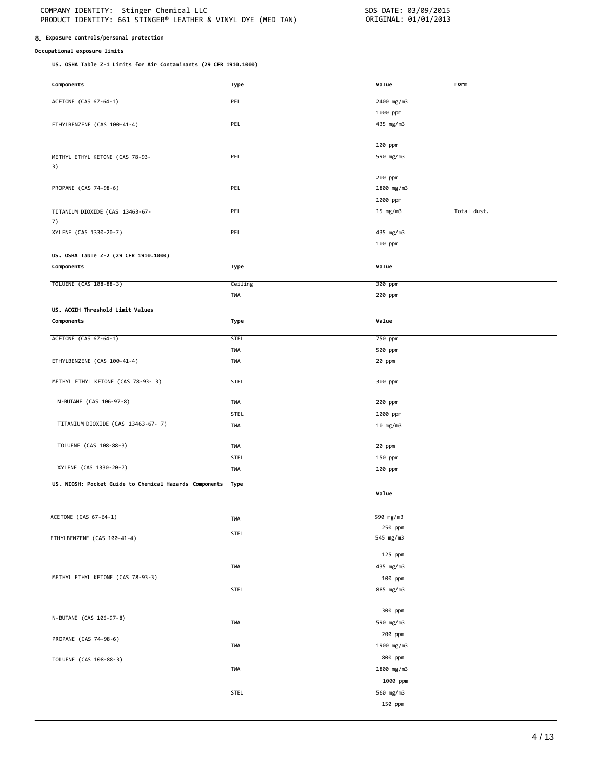## 8. Exposure controls/personal protection

**Occupational exposure limits**

**US. OSHA Table Z-1 Limits for Air Contaminants (29 CFR 1910.1000)**

| Components | Type | Value | Form |
|---|---|---|---|
| ACETONE (CAS 67-64-1) | PEL | 2400 mg/m3 | |
| | | 1000 ppm | |
| ETHYLBENZENE (CAS 100-41-4) | PEL | 435 mg/m3 | |
| | | 100 ppm | |
| METHYL ETHYL KETONE (CAS 78-93-3) | PEL | 590 mg/m3 | |
| | | 200 ppm | |
| PROPANE (CAS 74-98-6) | PEL | 1800 mg/m3 | |
| | | 1000 ppm | |
| TITANIUM DIOXIDE (CAS 13463-67-7) | PEL | 15 mg/m3 | Total dust. |
| XYLENE (CAS 1330-20-7) | PEL | 435 mg/m3 | |
| | | 100 ppm | |

**US. OSHA Table Z-2 (29 CFR 1910.1000)**

| Components | Type | Value |
|---|---|---|
| TOLUENE (CAS 108-88-3) | Ceiling | 300 ppm |
| | TWA | 200 ppm |

**US. ACGIH Threshold Limit Values**

| Components | Type | Value |
|---|---|---|
| ACETONE (CAS 67-64-1) | STEL | 750 ppm |
| | TWA | 500 ppm |
| ETHYLBENZENE (CAS 100-41-4) | TWA | 20 ppm |
| METHYL ETHYL KETONE (CAS 78-93- 3) | STEL | 300 ppm |
| N-BUTANE (CAS 106-97-8) | TWA | 200 ppm |
| | STEL | 1000 ppm |
| TITANIUM DIOXIDE (CAS 13463-67- 7) | TWA | 10 mg/m3 |
| TOLUENE (CAS 108-88-3) | TWA | 20 ppm |
| | STEL | 150 ppm |
| XYLENE (CAS 1330-20-7) | TWA | 100 ppm |

**US. NIOSH: Pocket Guide to Chemical Hazards**

| Components | Type | Value |
|---|---|---|
| ACETONE (CAS 67-64-1) | TWA | 590 mg/m3 |
| | | 250 ppm |
| ETHYLBENZENE (CAS 100-41-4) | STEL | 545 mg/m3 |
| | | 125 ppm |
| | TWA | 435 mg/m3 |
| METHYL ETHYL KETONE (CAS 78-93-3) | | 100 ppm |
| | STEL | 885 mg/m3 |
| | | 300 ppm |
| N-BUTANE (CAS 106-97-8) | TWA | 590 mg/m3 |
| | | 200 ppm |
| PROPANE (CAS 74-98-6) | TWA | 1900 mg/m3 |
| | | 800 ppm |
| TOLUENE (CAS 108-88-3) | TWA | 1800 mg/m3 |
| | | 1000 ppm |
| | STEL | 560 mg/m3 |
| | | 150 ppm |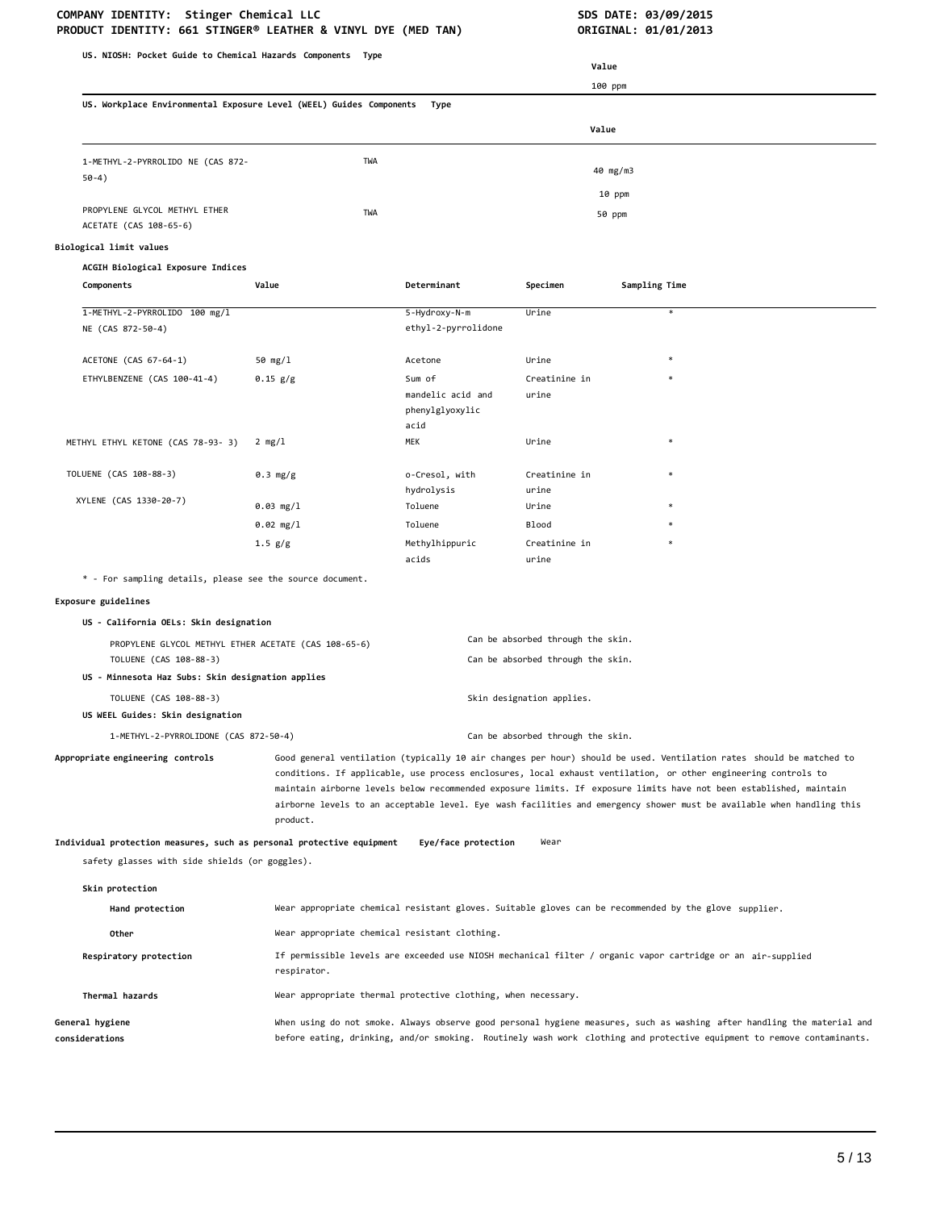**US. NIOSH: Pocket Guide to Chemical Hazards Components Type**

| Components | Type | Value |
|---|---|---|
| | | 100 ppm |

**US. Workplace Environmental Exposure Level (WEEL) Guides Components Type**

| Components | Type | Value |
|---|---|---|
| 1-METHYL-2-PYRROLIDO NE (CAS 872-50-4) | TWA | 40 mg/m3 |
| | | 10 ppm |
| PROPYLENE GLYCOL METHYL ETHER ACETATE (CAS 108-65-6) | TWA | 50 ppm |

**Biological limit values**

**ACGIH Biological Exposure Indices**

| Components | Value | Determinant | Specimen | Sampling Time |
|---|---|---|---|---|
| 1-METHYL-2-PYRROLIDO NE (CAS 872-50-4) | 100 mg/l | 5-Hydroxy-N-m ethyl-2-pyrrolidone | Urine | * |
| ACETONE (CAS 67-64-1) | 50 mg/l | Acetone | Urine | * |
| ETHYLBENZENE (CAS 100-41-4) | 0.15 g/g | Sum of mandelic acid and phenylglyoxylic acid | Creatinine in urine | * |
| METHYL ETHYL KETONE (CAS 78-93- 3) | 2 mg/l | MEK | Urine | * |
| TOLUENE (CAS 108-88-3) | 0.3 mg/g | o-Cresol, with hydrolysis | Creatinine in urine | * |
| XYLENE (CAS 1330-20-7) | 0.03 mg/l | Toluene | Urine | * |
| | 0.02 mg/l | Toluene | Blood | * |
| | 1.5 g/g | Methylhippuric acids | Creatinine in urine | * |

\* - For sampling details, please see the source document.

**Exposure guidelines**

**US - California OELs: Skin designation**

| | |
|---|---|
| PROPYLENE GLYCOL METHYL ETHER ACETATE (CAS 108-65-6) | Can be absorbed through the skin. |
| TOLUENE (CAS 108-88-3) | Can be absorbed through the skin. |

**US - Minnesota Haz Subs: Skin designation applies**

| | |
|---|---|
| TOLUENE (CAS 108-88-3) | Skin designation applies. |

**US WEEL Guides: Skin designation**

| | |
|---|---|
| 1-METHYL-2-PYRROLIDONE (CAS 872-50-4) | Can be absorbed through the skin. |

**Appropriate engineering controls**

Good general ventilation (typically 10 air changes per hour) should be used. Ventilation rates should be matched to conditions. If applicable, use process enclosures, local exhaust ventilation, or other engineering controls to maintain airborne levels below recommended exposure limits. If exposure limits have not been established, maintain airborne levels to an acceptable level. Eye wash facilities and emergency shower must be available when handling this product.

**Individual protection measures, such as personal protective equipment**

**Eye/face protection**

Wear safety glasses with side shields (or goggles).

**Skin protection**

**Hand protection**

Wear appropriate chemical resistant gloves. Suitable gloves can be recommended by the glove supplier.

**Other**

Wear appropriate chemical resistant clothing.

**Respiratory protection**

If permissible levels are exceeded use NIOSH mechanical filter / organic vapor cartridge or an air-supplied respirator.

**Thermal hazards**

Wear appropriate thermal protective clothing, when necessary.

**General hygiene considerations**

When using do not smoke. Always observe good personal hygiene measures, such as washing after handling the material and before eating, drinking, and/or smoking. Routinely wash work clothing and protective equipment to remove contaminants.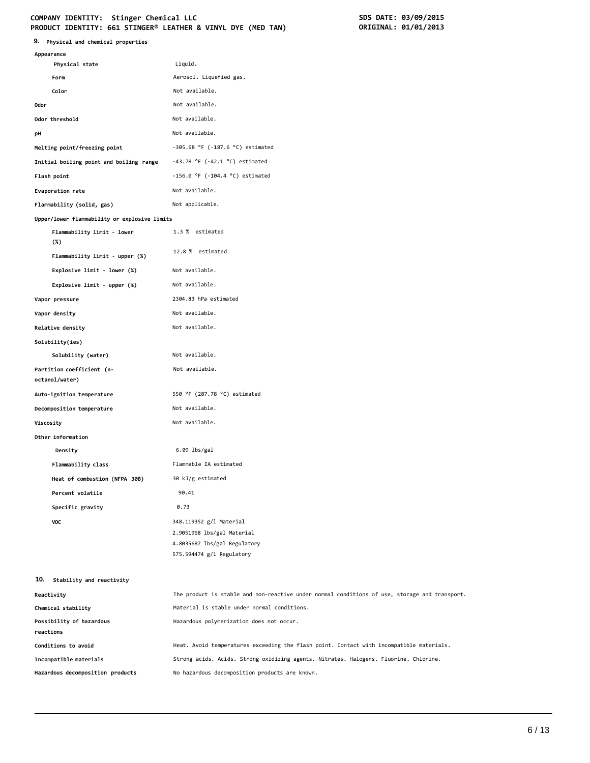## 9. Physical and chemical properties

| | |
|---|---|
| **Appearance** | |
| **Physical state** | Liquid. |
| **Form** | Aerosol. Liquefied gas. |
| **Color** | Not available. |
| **Odor** | Not available. |
| **Odor threshold** | Not available. |
| **pH** | Not available. |
| **Melting point/freezing point** | -305.68 °F (-187.6 °C) estimated |
| **Initial boiling point and boiling range** | -43.78 °F (-42.1 °C) estimated |
| **Flash point** | -156.0 °F (-104.4 °C) estimated |
| **Evaporation rate** | Not available. |
| **Flammability (solid, gas)** | Not applicable. |
| **Upper/lower flammability or explosive limits** | |
| **Flammability limit - lower (%)** | 1.3 % estimated |
| **Flammability limit - upper (%)** | 12.8 % estimated |
| **Explosive limit - lower (%)** | Not available. |
| **Explosive limit - upper (%)** | Not available. |
| **Vapor pressure** | 2304.83 hPa estimated |
| **Vapor density** | Not available. |
| **Relative density** | Not available. |
| **Solubility(ies)** | |
| **Solubility (water)** | Not available. |
| **Partition coefficient (n-octanol/water)** | Not available. |
| **Auto-ignition temperature** | 550 °F (287.78 °C) estimated |
| **Decomposition temperature** | Not available. |
| **Viscosity** | Not available. |
| **Other information** | |
| **Density** | 6.09 lbs/gal |
| **Flammability class** | Flammable IA estimated |
| **Heat of combustion (NFPA 30B)** | 30 kJ/g estimated |
| **Percent volatile** | 90.41 |
| **Specific gravity** | 0.73 |
| **VOC** | 348.119352 g/l Material<br>2.9051968 lbs/gal Material<br>4.8035687 lbs/gal Regulatory<br>575.594474 g/l Regulatory |

## 10. Stability and reactivity

| | |
|---|---|
| **Reactivity** | The product is stable and non-reactive under normal conditions of use, storage and transport. |
| **Chemical stability** | Material is stable under normal conditions. |
| **Possibility of hazardous reactions** | Hazardous polymerization does not occur. |
| **Conditions to avoid** | Heat. Avoid temperatures exceeding the flash point. Contact with incompatible materials. |
| **Incompatible materials** | Strong acids. Acids. Strong oxidizing agents. Nitrates. Halogens. Fluorine. Chlorine. |
| **Hazardous decomposition products** | No hazardous decomposition products are known. |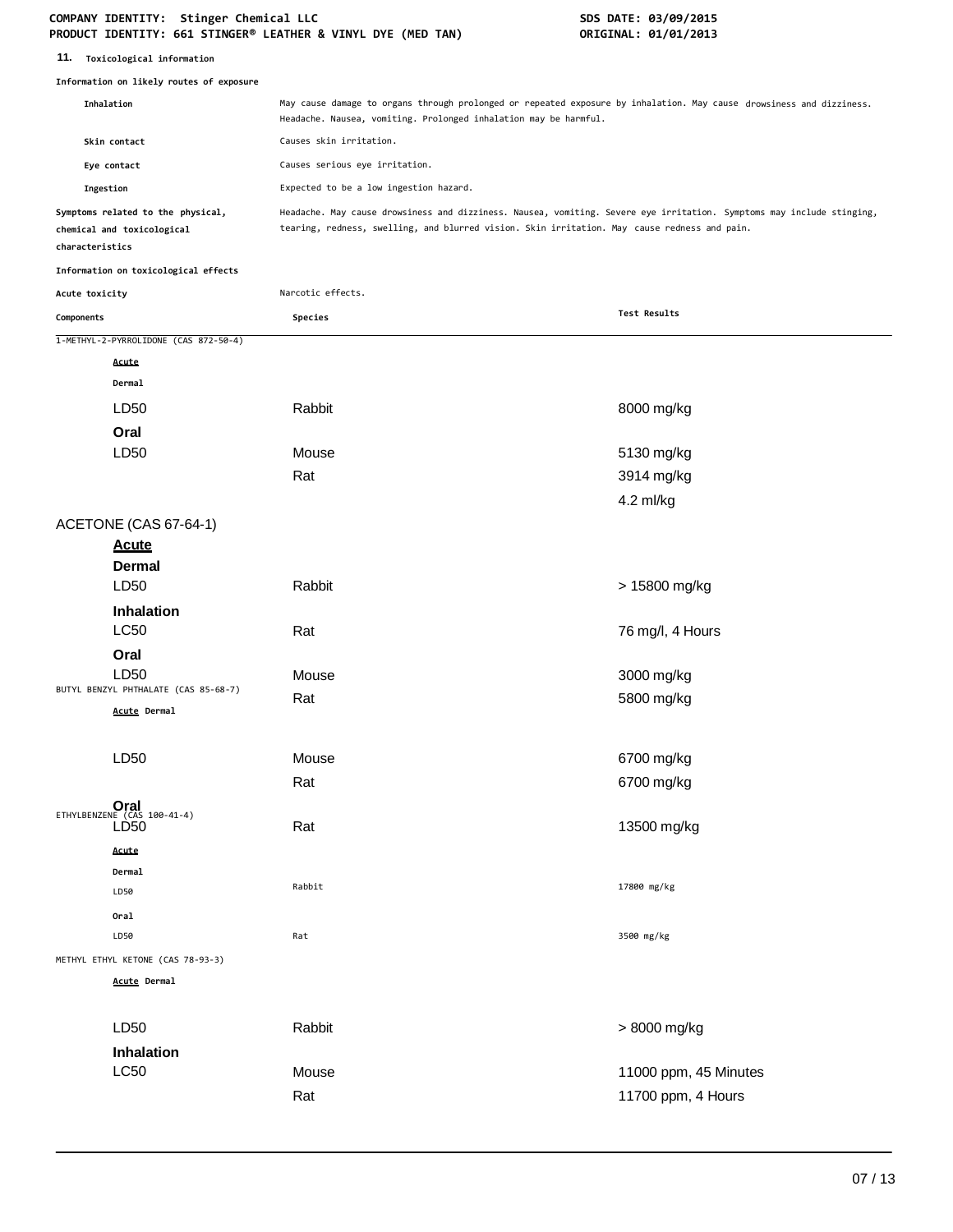## 11. Toxicological information

**Information on likely routes of exposure**

| | |
|---|---|
| **Inhalation** | May cause damage to organs through prolonged or repeated exposure by inhalation. May cause drowsiness and dizziness. Headache. Nausea, vomiting. Prolonged inhalation may be harmful. |
| **Skin contact** | Causes skin irritation. |
| **Eye contact** | Causes serious eye irritation. |
| **Ingestion** | Expected to be a low ingestion hazard. |
| **Symptoms related to the physical, chemical and toxicological characteristics** | Headache. May cause drowsiness and dizziness. Nausea, vomiting. Severe eye irritation. Symptoms may include stinging, tearing, redness, swelling, and blurred vision. Skin irritation. May cause redness and pain. |

**Information on toxicological effects**

**Acute toxicity** Narcotic effects.

| Components | Species | Test Results |
|---|---|---|
| 1-METHYL-2-PYRROLIDONE (CAS 872-50-4) | | |
| ***Acute*** | | |
| **Dermal** | | |
| LD50 | Rabbit | 8000 mg/kg |
| **Oral** | | |
| LD50 | Mouse | 5130 mg/kg |
| | Rat | 3914 mg/kg |
| | | 4.2 ml/kg |
| ACETONE (CAS 67-64-1) | | |
| ***Acute*** | | |
| **Dermal** | | |
| LD50 | Rabbit | > 15800 mg/kg |
| **Inhalation** | | |
| LC50 | Rat | 76 mg/l, 4 Hours |
| **Oral** | | |
| LD50 | Mouse | 3000 mg/kg |
| | Rat | 5800 mg/kg |
| BUTYL BENZYL PHTHALATE (CAS 85-68-7) | | |
| ***Acute*** **Dermal** | | |
| LD50 | Mouse | 6700 mg/kg |
| | Rat | 6700 mg/kg |
| **Oral** | | |
| LD50 | Rat | 13500 mg/kg |
| ETHYLBENZENE (CAS 100-41-4) | | |
| ***Acute*** | | |
| **Dermal** | | |
| LD50 | Rabbit | 17800 mg/kg |
| **Oral** | | |
| LD50 | Rat | 3500 mg/kg |
| METHYL ETHYL KETONE (CAS 78-93-3) | | |
| ***Acute*** **Dermal** | | |
| LD50 | Rabbit | > 8000 mg/kg |
| **Inhalation** | | |
| LC50 | Mouse | 11000 ppm, 45 Minutes |
| | Rat | 11700 ppm, 4 Hours |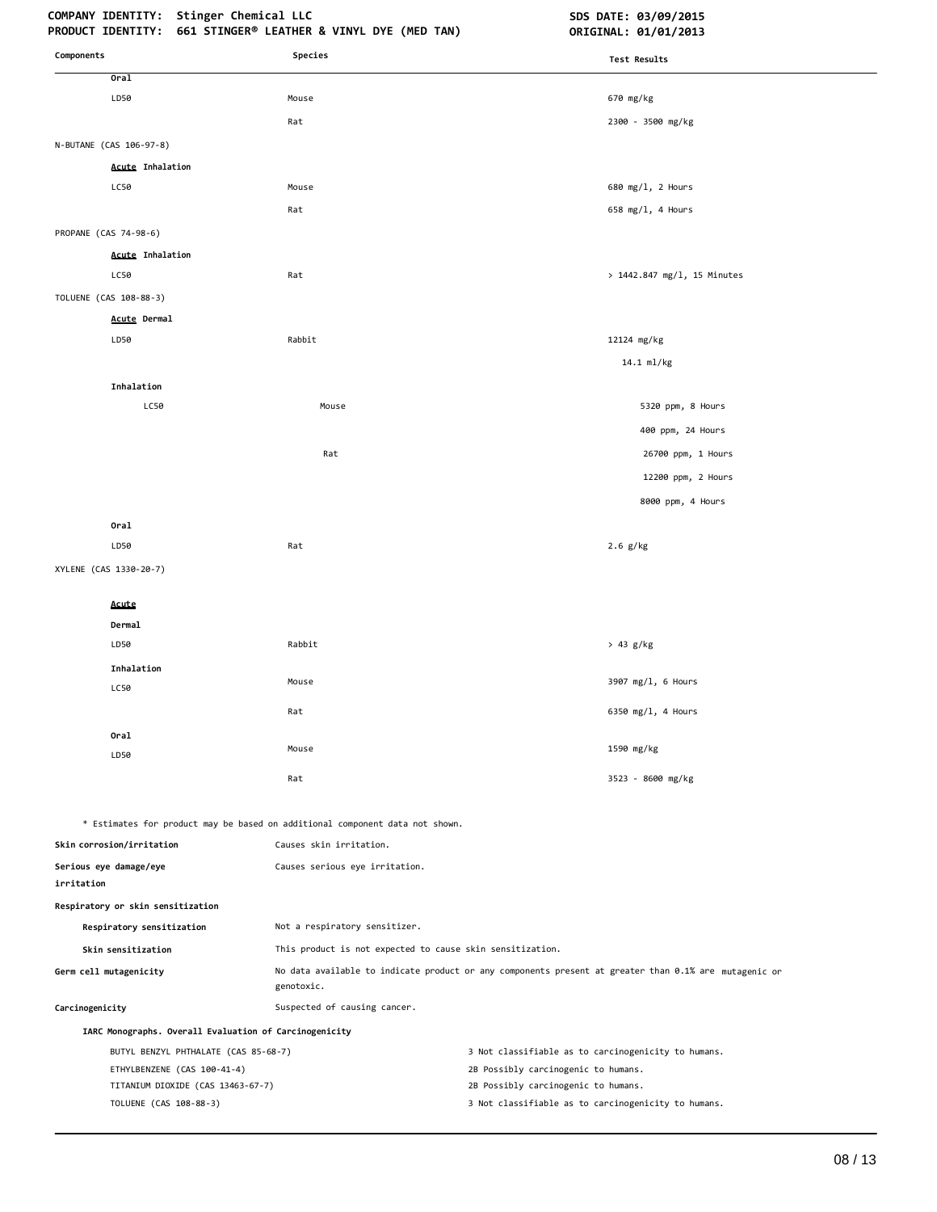| Components | Species | Test Results |
|---|---|---|
| **Oral** | | |
| LD50 | Mouse | 670 mg/kg |
| | Rat | 2300 - 3500 mg/kg |
| N-BUTANE (CAS 106-97-8) | | |
| **Acute Inhalation** | | |
| LC50 | Mouse | 680 mg/l, 2 Hours |
| | Rat | 658 mg/l, 4 Hours |
| PROPANE (CAS 74-98-6) | | |
| **Acute Inhalation** | | |
| LC50 | Rat | > 1442.847 mg/l, 15 Minutes |
| TOLUENE (CAS 108-88-3) | | |
| **Acute Dermal** | | |
| LD50 | Rabbit | 12124 mg/kg |
| | | 14.1 ml/kg |
| **Inhalation** | | |
| LC50 | Mouse | 5320 ppm, 8 Hours |
| | | 400 ppm, 24 Hours |
| | Rat | 26700 ppm, 1 Hours |
| | | 12200 ppm, 2 Hours |
| | | 8000 ppm, 4 Hours |
| **Oral** | | |
| LD50 | Rat | 2.6 g/kg |
| XYLENE (CAS 1330-20-7) | | |
| **Acute** | | |
| **Dermal** | | |
| LD50 | Rabbit | > 43 g/kg |
| **Inhalation** | | |
| LC50 | Mouse | 3907 mg/l, 6 Hours |
| | Rat | 6350 mg/l, 4 Hours |
| **Oral** | | |
| LD50 | Mouse | 1590 mg/kg |
| | Rat | 3523 - 8600 mg/kg |

* Estimates for product may be based on additional component data not shown.

**Skin corrosion/irritation** Causes skin irritation.

**Serious eye damage/eye irritation** Causes serious eye irritation.

**Respiratory or skin sensitization**

**Respiratory sensitization** Not a respiratory sensitizer.

**Skin sensitization** This product is not expected to cause skin sensitization.

**Germ cell mutagenicity** No data available to indicate product or any components present at greater than 0.1% are mutagenic or genotoxic.

**Carcinogenicity** Suspected of causing cancer.

**IARC Monographs. Overall Evaluation of Carcinogenicity**

| | |
|---|---|
| BUTYL BENZYL PHTHALATE (CAS 85-68-7) | 3 Not classifiable as to carcinogenicity to humans. |
| ETHYLBENZENE (CAS 100-41-4) | 2B Possibly carcinogenic to humans. |
| TITANIUM DIOXIDE (CAS 13463-67-7) | 2B Possibly carcinogenic to humans. |
| TOLUENE (CAS 108-88-3) | 3 Not classifiable as to carcinogenicity to humans. |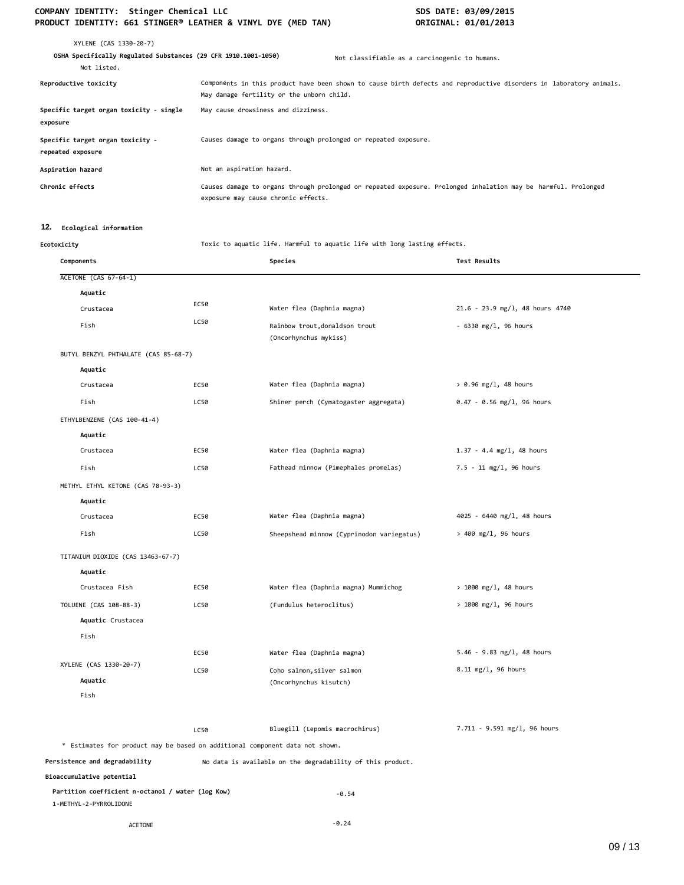XYLENE (CAS 1330-20-7)

**OSHA Specifically Regulated Substances (29 CFR 1910.1001-1050)**

Not listed.

Not classifiable as a carcinogenic to humans.

| | |
|---|---|
| **Reproductive toxicity** | Components in this product have been shown to cause birth defects and reproductive disorders in laboratory animals. May damage fertility or the unborn child. |
| **Specific target organ toxicity - single exposure** | May cause drowsiness and dizziness. |
| **Specific target organ toxicity - repeated exposure** | Causes damage to organs through prolonged or repeated exposure. |
| **Aspiration hazard** | Not an aspiration hazard. |
| **Chronic effects** | Causes damage to organs through prolonged or repeated exposure. Prolonged inhalation may be harmful. Prolonged exposure may cause chronic effects. |

## 12. Ecological information

**Ecotoxicity** Toxic to aquatic life. Harmful to aquatic life with long lasting effects.

| Components | | Species | Test Results |
|---|---|---|---|
| ACETONE (CAS 67-64-1) | | | |
| **Aquatic** | | | |
| Crustacea | EC50 | Water flea (Daphnia magna) | 21.6 - 23.9 mg/l, 48 hours 4740 |
| Fish | LC50 | Rainbow trout,donaldson trout (Oncorhynchus mykiss) | - 6330 mg/l, 96 hours |
| BUTYL BENZYL PHTHALATE (CAS 85-68-7) | | | |
| **Aquatic** | | | |
| Crustacea | EC50 | Water flea (Daphnia magna) | > 0.96 mg/l, 48 hours |
| Fish | LC50 | Shiner perch (Cymatogaster aggregata) | 0.47 - 0.56 mg/l, 96 hours |
| ETHYLBENZENE (CAS 100-41-4) | | | |
| **Aquatic** | | | |
| Crustacea | EC50 | Water flea (Daphnia magna) | 1.37 - 4.4 mg/l, 48 hours |
| Fish | LC50 | Fathead minnow (Pimephales promelas) | 7.5 - 11 mg/l, 96 hours |
| METHYL ETHYL KETONE (CAS 78-93-3) | | | |
| **Aquatic** | | | |
| Crustacea | EC50 | Water flea (Daphnia magna) | 4025 - 6440 mg/l, 48 hours |
| Fish | LC50 | Sheepshead minnow (Cyprinodon variegatus) | > 400 mg/l, 96 hours |
| TITANIUM DIOXIDE (CAS 13463-67-7) | | | |
| **Aquatic** | | | |
| Crustacea Fish | EC50 | Water flea (Daphnia magna) Mummichog | > 1000 mg/l, 48 hours |
| TOLUENE (CAS 108-88-3) | LC50 | (Fundulus heteroclitus) | > 1000 mg/l, 96 hours |
| **Aquatic** Crustacea | | | |
| Fish | | | |
| | EC50 | Water flea (Daphnia magna) | 5.46 - 9.83 mg/l, 48 hours |
| XYLENE (CAS 1330-20-7) | LC50 | Coho salmon,silver salmon (Oncorhynchus kisutch) | 8.11 mg/l, 96 hours |
| **Aquatic** | | | |
| Fish | | | |
| | LC50 | Bluegill (Lepomis macrochirus) | 7.711 - 9.591 mg/l, 96 hours |

* Estimates for product may be based on additional component data not shown.

**Persistence and degradability** No data is available on the degradability of this product.

**Bioaccumulative potential**

**Partition coefficient n-octanol / water (log Kow)**

| | |
|---|---|
| 1-METHYL-2-PYRROLIDONE | -0.54 |
| ACETONE | -0.24 |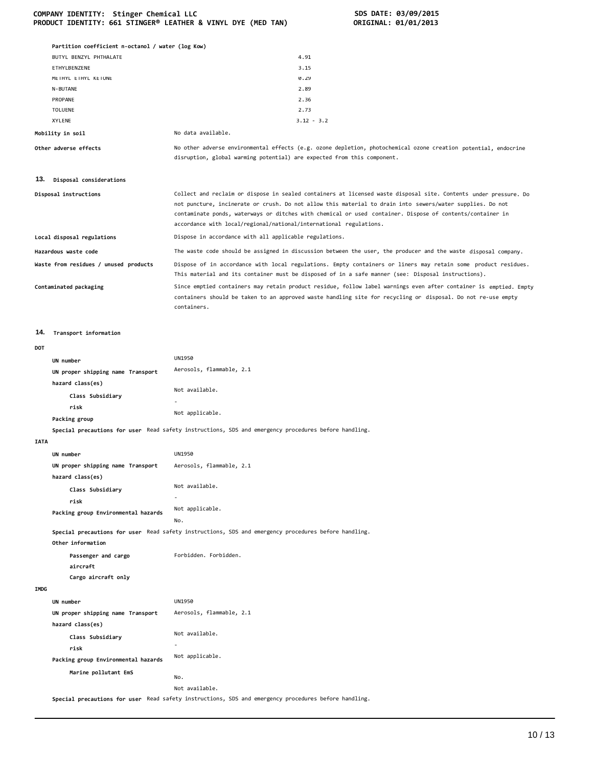**Partition coefficient n-octanol / water (log Kow)**

| | |
|---|---|
| BUTYL BENZYL PHTHALATE | 4.91 |
| ETHYLBENZENE | 3.15 |
| METHYL ETHYL KETONE | 0.29 |
| N-BUTANE | 2.89 |
| PROPANE | 2.36 |
| TOLUENE | 2.73 |
| XYLENE | 3.12 - 3.2 |

**Mobility in soil** No data available.

**Other adverse effects** No other adverse environmental effects (e.g. ozone depletion, photochemical ozone creation potential, endocrine disruption, global warming potential) are expected from this component.

## 13. Disposal considerations

**Disposal instructions** Collect and reclaim or dispose in sealed containers at licensed waste disposal site. Contents under pressure. Do not puncture, incinerate or crush. Do not allow this material to drain into sewers/water supplies. Do not contaminate ponds, waterways or ditches with chemical or used container. Dispose of contents/container in accordance with local/regional/national/international regulations.

**Local disposal regulations** Dispose in accordance with all applicable regulations.

**Hazardous waste code** The waste code should be assigned in discussion between the user, the producer and the waste disposal company.

**Waste from residues / unused products** Dispose of in accordance with local regulations. Empty containers or liners may retain some product residues. This material and its container must be disposed of in a safe manner (see: Disposal instructions).

**Contaminated packaging** Since emptied containers may retain product residue, follow label warnings even after container is emptied. Empty containers should be taken to an approved waste handling site for recycling or disposal. Do not re-use empty containers.

## 14. Transport information

**DOT**

**UN number** UN1950

**UN proper shipping name** Aerosols, flammable, 2.1

**Transport hazard class(es)**

**Class** Not available.

**Subsidiary risk** -

**Packing group** Not applicable.

**Special precautions for user** Read safety instructions, SDS and emergency procedures before handling.

**IATA**

**UN number** UN1950

**UN proper shipping name** Aerosols, flammable, 2.1

**Transport hazard class(es)**

**Class** Not available.

**Subsidiary risk** -

**Packing group** Not applicable.

**Environmental hazards** No.

**Special precautions for user** Read safety instructions, SDS and emergency procedures before handling.

**Other information**

**Passenger and cargo aircraft** Forbidden.

**Cargo aircraft only** Forbidden.

**IMDG**

**UN number** UN1950

**UN proper shipping name** Aerosols, flammable, 2.1

**Transport hazard class(es)**

**Class** Not available.

**Subsidiary risk** -

**Packing group** Not applicable.

**Environmental hazards**

**Marine pollutant** No.

**EmS** Not available.

**Special precautions for user** Read safety instructions, SDS and emergency procedures before handling.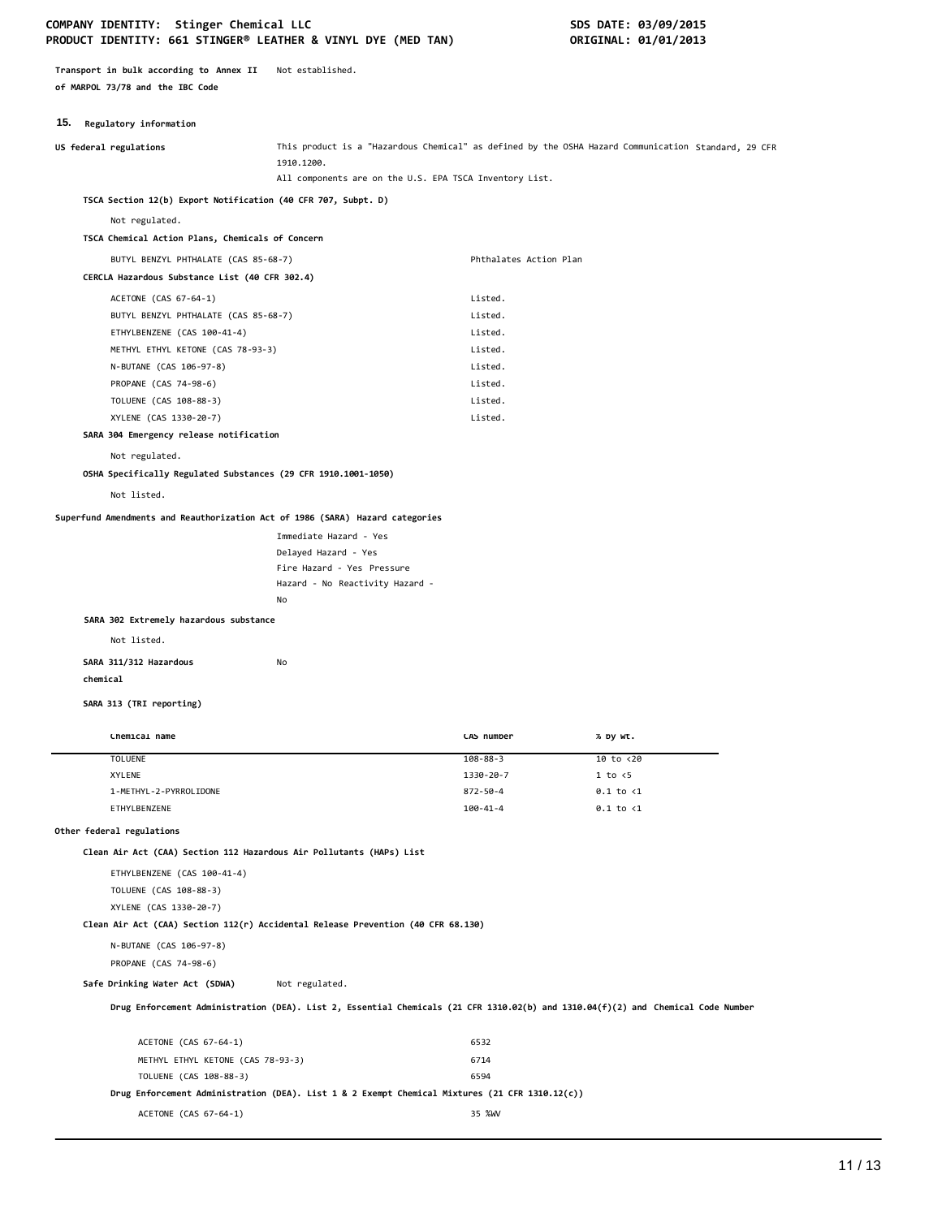**Transport in bulk according to Annex II of MARPOL 73/78 and the IBC Code** Not established.

## 15. Regulatory information

**US federal regulations** This product is a "Hazardous Chemical" as defined by the OSHA Hazard Communication Standard, 29 CFR 1910.1200.
All components are on the U.S. EPA TSCA Inventory List.

**TSCA Section 12(b) Export Notification (40 CFR 707, Subpt. D)**

Not regulated.

**TSCA Chemical Action Plans, Chemicals of Concern**

| | |
|---|---|
| BUTYL BENZYL PHTHALATE (CAS 85-68-7) | Phthalates Action Plan |

**CERCLA Hazardous Substance List (40 CFR 302.4)**

| | |
|---|---|
| ACETONE (CAS 67-64-1) | Listed. |
| BUTYL BENZYL PHTHALATE (CAS 85-68-7) | Listed. |
| ETHYLBENZENE (CAS 100-41-4) | Listed. |
| METHYL ETHYL KETONE (CAS 78-93-3) | Listed. |
| N-BUTANE (CAS 106-97-8) | Listed. |
| PROPANE (CAS 74-98-6) | Listed. |
| TOLUENE (CAS 108-88-3) | Listed. |
| XYLENE (CAS 1330-20-7) | Listed. |

**SARA 304 Emergency release notification**

Not regulated.

**OSHA Specifically Regulated Substances (29 CFR 1910.1001-1050)**

Not listed.

**Superfund Amendments and Reauthorization Act of 1986 (SARA) Hazard categories**

Immediate Hazard - Yes
Delayed Hazard - Yes
Fire Hazard - Yes Pressure
Hazard - No Reactivity Hazard - No

**SARA 302 Extremely hazardous substance**

Not listed.

**SARA 311/312 Hazardous chemical** No

**SARA 313 (TRI reporting)**

| Chemical name | CAS number | % by wt. |
|---|---|---|
| TOLUENE | 108-88-3 | 10 to <20 |
| XYLENE | 1330-20-7 | 1 to <5 |
| 1-METHYL-2-PYRROLIDONE | 872-50-4 | 0.1 to <1 |
| ETHYLBENZENE | 100-41-4 | 0.1 to <1 |

**Other federal regulations**

**Clean Air Act (CAA) Section 112 Hazardous Air Pollutants (HAPs) List**

ETHYLBENZENE (CAS 100-41-4)
TOLUENE (CAS 108-88-3)
XYLENE (CAS 1330-20-7)

**Clean Air Act (CAA) Section 112(r) Accidental Release Prevention (40 CFR 68.130)**

N-BUTANE (CAS 106-97-8)
PROPANE (CAS 74-98-6)

**Safe Drinking Water Act (SDWA)** Not regulated.

**Drug Enforcement Administration (DEA). List 2, Essential Chemicals (21 CFR 1310.02(b) and 1310.04(f)(2) and Chemical Code Number**

| | |
|---|---|
| ACETONE (CAS 67-64-1) | 6532 |
| METHYL ETHYL KETONE (CAS 78-93-3) | 6714 |
| TOLUENE (CAS 108-88-3) | 6594 |

**Drug Enforcement Administration (DEA). List 1 & 2 Exempt Chemical Mixtures (21 CFR 1310.12(c))**

| | |
|---|---|
| ACETONE (CAS 67-64-1) | 35 %WV |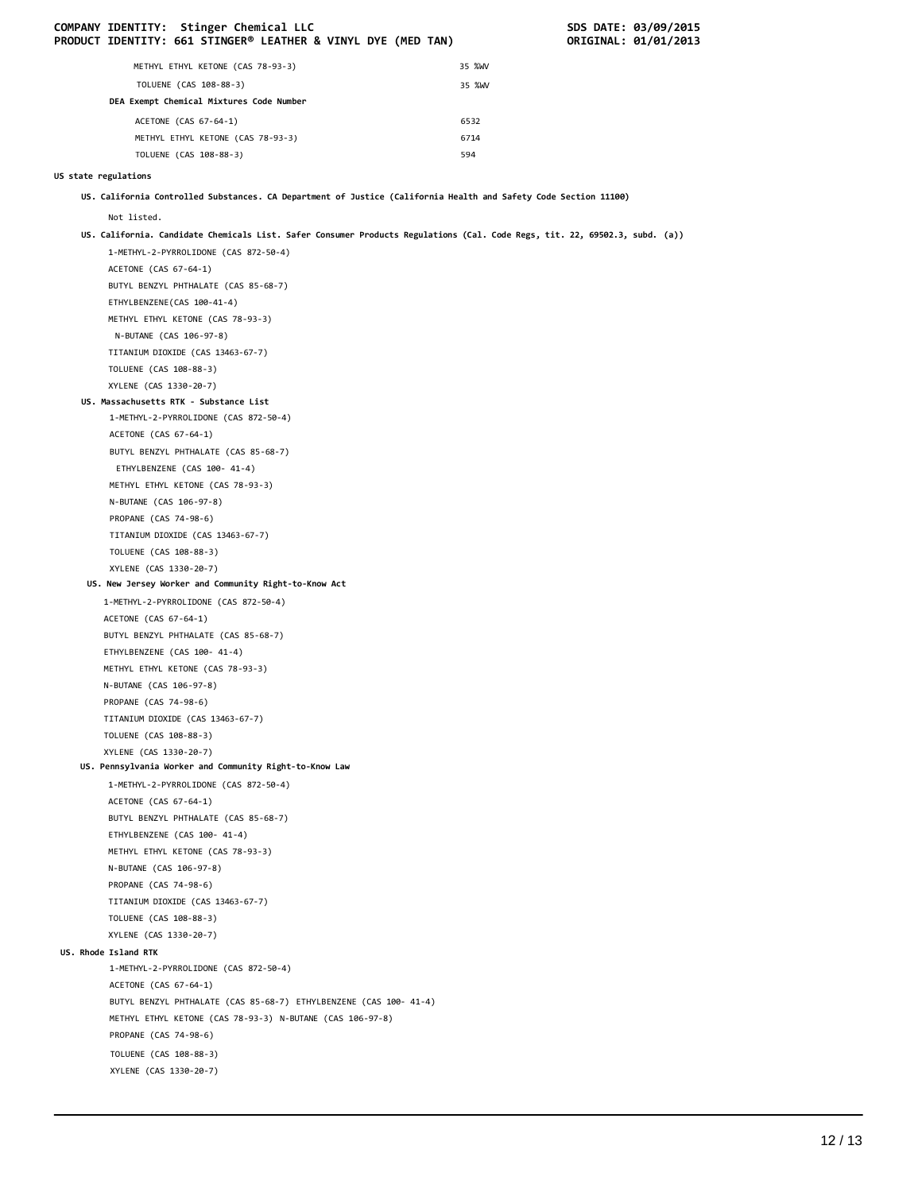| | |
|---|---|
| METHYL ETHYL KETONE (CAS 78-93-3) | 35 %WV |
| TOLUENE (CAS 108-88-3) | 35 %WV |
| **DEA Exempt Chemical Mixtures Code Number** | |
| ACETONE (CAS 67-64-1) | 6532 |
| METHYL ETHYL KETONE (CAS 78-93-3) | 6714 |
| TOLUENE (CAS 108-88-3) | 594 |

**US state regulations**

**US. California Controlled Substances. CA Department of Justice (California Health and Safety Code Section 11100)**

Not listed.

**US. California. Candidate Chemicals List. Safer Consumer Products Regulations (Cal. Code Regs, tit. 22, 69502.3, subd. (a))**

1-METHYL-2-PYRROLIDONE (CAS 872-50-4)
ACETONE (CAS 67-64-1)
BUTYL BENZYL PHTHALATE (CAS 85-68-7)
ETHYLBENZENE(CAS 100-41-4)
METHYL ETHYL KETONE (CAS 78-93-3)
N-BUTANE (CAS 106-97-8)
TITANIUM DIOXIDE (CAS 13463-67-7)
TOLUENE (CAS 108-88-3)
XYLENE (CAS 1330-20-7)

**US. Massachusetts RTK - Substance List**

1-METHYL-2-PYRROLIDONE (CAS 872-50-4)
ACETONE (CAS 67-64-1)
BUTYL BENZYL PHTHALATE (CAS 85-68-7)
ETHYLBENZENE (CAS 100- 41-4)
METHYL ETHYL KETONE (CAS 78-93-3)
N-BUTANE (CAS 106-97-8)
PROPANE (CAS 74-98-6)
TITANIUM DIOXIDE (CAS 13463-67-7)
TOLUENE (CAS 108-88-3)
XYLENE (CAS 1330-20-7)

**US. New Jersey Worker and Community Right-to-Know Act**

1-METHYL-2-PYRROLIDONE (CAS 872-50-4)
ACETONE (CAS 67-64-1)
BUTYL BENZYL PHTHALATE (CAS 85-68-7)
ETHYLBENZENE (CAS 100- 41-4)
METHYL ETHYL KETONE (CAS 78-93-3)
N-BUTANE (CAS 106-97-8)
PROPANE (CAS 74-98-6)
TITANIUM DIOXIDE (CAS 13463-67-7)
TOLUENE (CAS 108-88-3)
XYLENE (CAS 1330-20-7)

**US. Pennsylvania Worker and Community Right-to-Know Law**

1-METHYL-2-PYRROLIDONE (CAS 872-50-4)
ACETONE (CAS 67-64-1)
BUTYL BENZYL PHTHALATE (CAS 85-68-7)
ETHYLBENZENE (CAS 100- 41-4)
METHYL ETHYL KETONE (CAS 78-93-3)
N-BUTANE (CAS 106-97-8)
PROPANE (CAS 74-98-6)
TITANIUM DIOXIDE (CAS 13463-67-7)
TOLUENE (CAS 108-88-3)
XYLENE (CAS 1330-20-7)

**US. Rhode Island RTK**

1-METHYL-2-PYRROLIDONE (CAS 872-50-4)
ACETONE (CAS 67-64-1)
BUTYL BENZYL PHTHALATE (CAS 85-68-7) ETHYLBENZENE (CAS 100- 41-4)
METHYL ETHYL KETONE (CAS 78-93-3) N-BUTANE (CAS 106-97-8)
PROPANE (CAS 74-98-6)
TOLUENE (CAS 108-88-3)
XYLENE (CAS 1330-20-7)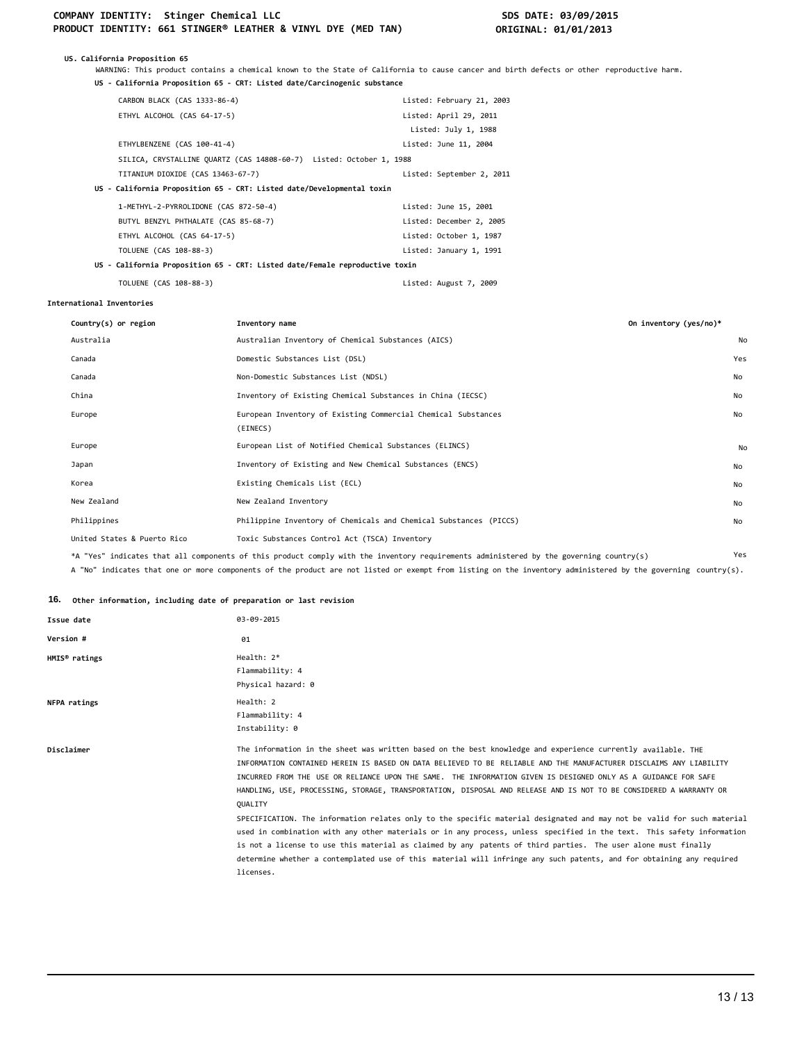**US. California Proposition 65**

WARNING: This product contains a chemical known to the State of California to cause cancer and birth defects or other reproductive harm.

**US - California Proposition 65 - CRT: Listed date/Carcinogenic substance**

| | |
|---|---|
| CARBON BLACK (CAS 1333-86-4) | Listed: February 21, 2003 |
| ETHYL ALCOHOL (CAS 64-17-5) | Listed: April 29, 2011<br>Listed: July 1, 1988 |
| ETHYLBENZENE (CAS 100-41-4) | Listed: June 11, 2004 |
| SILICA, CRYSTALLINE QUARTZ (CAS 14808-60-7) | Listed: October 1, 1988 |
| TITANIUM DIOXIDE (CAS 13463-67-7) | Listed: September 2, 2011 |

**US - California Proposition 65 - CRT: Listed date/Developmental toxin**

| | |
|---|---|
| 1-METHYL-2-PYRROLIDONE (CAS 872-50-4) | Listed: June 15, 2001 |
| BUTYL BENZYL PHTHALATE (CAS 85-68-7) | Listed: December 2, 2005 |
| ETHYL ALCOHOL (CAS 64-17-5) | Listed: October 1, 1987 |
| TOLUENE (CAS 108-88-3) | Listed: January 1, 1991 |

**US - California Proposition 65 - CRT: Listed date/Female reproductive toxin**

| | |
|---|---|
| TOLUENE (CAS 108-88-3) | Listed: August 7, 2009 |

**International Inventories**

| Country(s) or region | Inventory name | On inventory (yes/no)* |
|---|---|---|
| Australia | Australian Inventory of Chemical Substances (AICS) | No |
| Canada | Domestic Substances List (DSL) | Yes |
| Canada | Non-Domestic Substances List (NDSL) | No |
| China | Inventory of Existing Chemical Substances in China (IECSC) | No |
| Europe | European Inventory of Existing Commercial Chemical Substances (EINECS) | No |
| Europe | European List of Notified Chemical Substances (ELINCS) | No |
| Japan | Inventory of Existing and New Chemical Substances (ENCS) | No |
| Korea | Existing Chemicals List (ECL) | No |
| New Zealand | New Zealand Inventory | No |
| Philippines | Philippine Inventory of Chemicals and Chemical Substances (PICCS) | No |
| United States & Puerto Rico | Toxic Substances Control Act (TSCA) Inventory | Yes |

*A "Yes" indicates that all components of this product comply with the inventory requirements administered by the governing country(s)

A "No" indicates that one or more components of the product are not listed or exempt from listing on the inventory administered by the governing country(s).

## 16. Other information, including date of preparation or last revision

**Issue date** 03-09-2015

**Version #** 01

**HMIS® ratings**
Health: 2*
Flammability: 4
Physical hazard: 0

**NFPA ratings**
Health: 2
Flammability: 4
Instability: 0

**Disclaimer**

The information in the sheet was written based on the best knowledge and experience currently available. THE INFORMATION CONTAINED HEREIN IS BASED ON DATA BELIEVED TO BE RELIABLE AND THE MANUFACTURER DISCLAIMS ANY LIABILITY INCURRED FROM THE USE OR RELIANCE UPON THE SAME. THE INFORMATION GIVEN IS DESIGNED ONLY AS A GUIDANCE FOR SAFE HANDLING, USE, PROCESSING, STORAGE, TRANSPORTATION, DISPOSAL AND RELEASE AND IS NOT TO BE CONSIDERED A WARRANTY OR QUALITY

SPECIFICATION. The information relates only to the specific material designated and may not be valid for such material used in combination with any other materials or in any process, unless specified in the text. This safety information is not a license to use this material as claimed by any patents of third parties. The user alone must finally determine whether a contemplated use of this material will infringe any such patents, and for obtaining any required licenses.